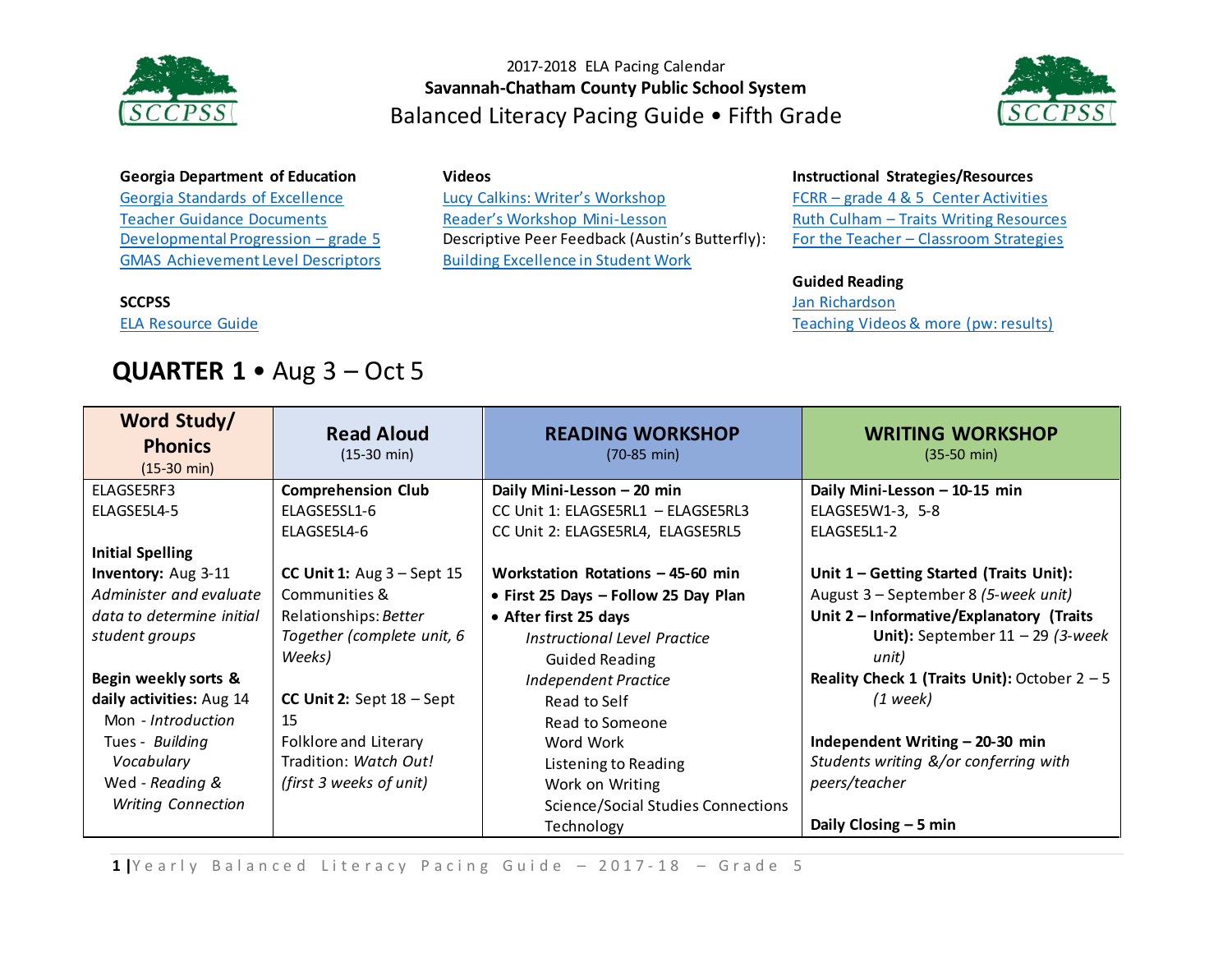2017-2018 ELA Pacing Calendar

**Savannah-Chatham County Public School System**

# Balanced Literacy Pacing Guide • Fifth Grade

**Georgia Department of Education**
Georgia Standards of Excellence
Teacher Guidance Documents
Developmental Progression – grade 5
GMAS Achievement Level Descriptors

**SCCPSS**
ELA Resource Guide

**Videos**
Lucy Calkins: Writer's Workshop
Reader's Workshop Mini-Lesson
Descriptive Peer Feedback (Austin's Butterfly):
Building Excellence in Student Work

**Instructional Strategies/Resources**
FCRR – grade 4 & 5 Center Activities
Ruth Culham – Traits Writing Resources
For the Teacher – Classroom Strategies

**Guided Reading**
Jan Richardson
Teaching Videos & more (pw: results)

## QUARTER 1 • Aug 3 – Oct 5

| Word Study/ Phonics (15-30 min) | Read Aloud (15-30 min) | READING WORKSHOP (70-85 min) | WRITING WORKSHOP (35-50 min) |
|---|---|---|---|
| ELAGSE5RF3<br>ELAGSE5L4-5<br><br>**Initial Spelling Inventory:** Aug 3-11<br>*Administer and evaluate data to determine initial student groups*<br><br>**Begin weekly sorts & daily activities:** Aug 14<br>Mon - *Introduction*<br>Tues - *Building Vocabulary*<br>Wed - *Reading & Writing Connection* | **Comprehension Club**<br>ELAGSE5SL1-6<br>ELAGSE5L4-6<br><br>**CC Unit 1:** Aug 3 – Sept 15<br>Communities & Relationships: *Better Together (complete unit, 6 Weeks)*<br><br>**CC Unit 2:** Sept 18 – Sept 15<br>Folklore and Literary Tradition: *Watch Out! (first 3 weeks of unit)* | **Daily Mini-Lesson – 20 min**<br>CC Unit 1: ELAGSE5RL1 – ELAGSE5RL3<br>CC Unit 2: ELAGSE5RL4, ELAGSE5RL5<br><br>**Workstation Rotations – 45-60 min**<br>• **First 25 Days – Follow 25 Day Plan**<br>• **After first 25 days**<br>*Instructional Level Practice*<br>Guided Reading<br>*Independent Practice*<br>Read to Self<br>Read to Someone<br>Word Work<br>Listening to Reading<br>Work on Writing<br>Science/Social Studies Connections<br>Technology | **Daily Mini-Lesson – 10-15 min**<br>ELAGSE5W1-3, 5-8<br>ELAGSE5L1-2<br><br>**Unit 1 – Getting Started (Traits Unit):** August 3 – September 8 *(5-week unit)*<br>**Unit 2 – Informative/Explanatory (Traits Unit):** September 11 – 29 *(3-week unit)*<br>**Reality Check 1 (Traits Unit):** October 2 – 5 *(1 week)*<br><br>**Independent Writing – 20-30 min**<br>*Students writing &/or conferring with peers/teacher*<br><br>**Daily Closing – 5 min** |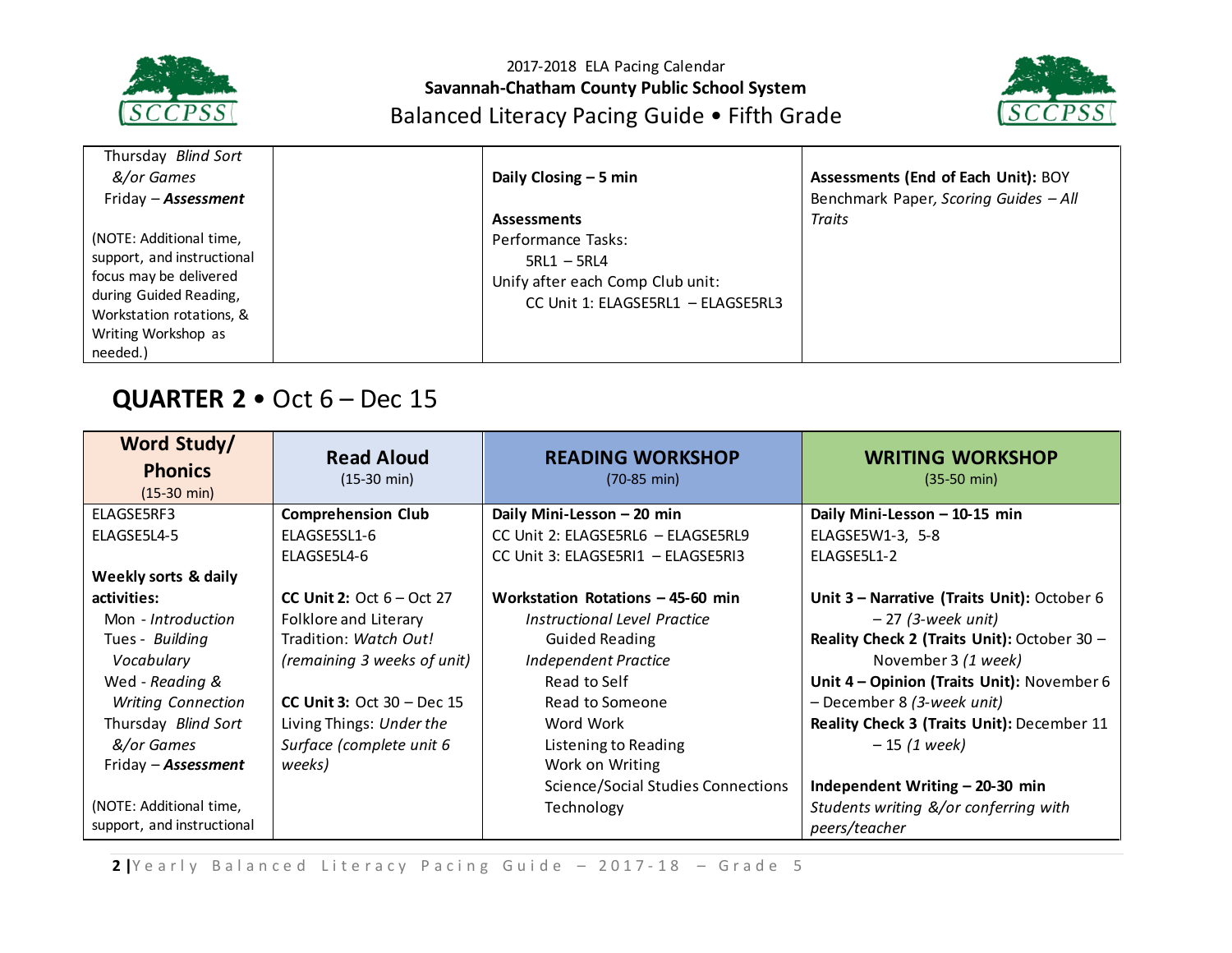| | | | |
|---|---|---|---|
| Thursday *Blind Sort &/or Games*<br>Friday – ***Assessment***<br><br>(NOTE: Additional time, support, and instructional focus may be delivered during Guided Reading, Workstation rotations, & Writing Workshop as needed.) | | **Daily Closing – 5 min**<br><br>**Assessments**<br>Performance Tasks:<br>5RL1 – 5RL4<br>Unify after each Comp Club unit:<br>CC Unit 1: ELAGSE5RL1 – ELAGSE5RL3 | **Assessments (End of Each Unit):** BOY Benchmark Paper, *Scoring Guides – All Traits* |

## QUARTER 2 • Oct 6 – Dec 15

| Word Study/ Phonics (15-30 min) | Read Aloud (15-30 min) | READING WORKSHOP (70-85 min) | WRITING WORKSHOP (35-50 min) |
|---|---|---|---|
| ELAGSE5RF3<br>ELAGSE5L4-5<br><br>**Weekly sorts & daily activities:**<br>Mon - *Introduction*<br>Tues - *Building Vocabulary*<br>Wed - *Reading & Writing Connection*<br>Thursday *Blind Sort &/or Games*<br>Friday – ***Assessment***<br><br>(NOTE: Additional time, support, and instructional | **Comprehension Club**<br>ELAGSE5SL1-6<br>ELAGSE5L4-6<br><br>**CC Unit 2:** Oct 6 – Oct 27 Folklore and Literary Tradition: *Watch Out! (remaining 3 weeks of unit)*<br><br>**CC Unit 3:** Oct 30 – Dec 15 Living Things: *Under the Surface (complete unit 6 weeks)* | **Daily Mini-Lesson – 20 min**<br>CC Unit 2: ELAGSE5RL6 – ELAGSE5RL9<br>CC Unit 3: ELAGSE5RI1 – ELAGSE5RI3<br><br>**Workstation Rotations – 45-60 min**<br>*Instructional Level Practice*<br>Guided Reading<br>*Independent Practice*<br>Read to Self<br>Read to Someone<br>Word Work<br>Listening to Reading<br>Work on Writing<br>Science/Social Studies Connections<br>Technology | **Daily Mini-Lesson – 10-15 min**<br>ELAGSE5W1-3, 5-8<br>ELAGSE5L1-2<br><br>**Unit 3 – Narrative (Traits Unit):** October 6 – 27 *(3-week unit)*<br>**Reality Check 2 (Traits Unit):** October 30 – November 3 *(1 week)*<br>**Unit 4 – Opinion (Traits Unit):** November 6 – December 8 *(3-week unit)*<br>**Reality Check 3 (Traits Unit):** December 11 – 15 *(1 week)*<br><br>**Independent Writing – 20-30 min**<br>*Students writing &/or conferring with peers/teacher* |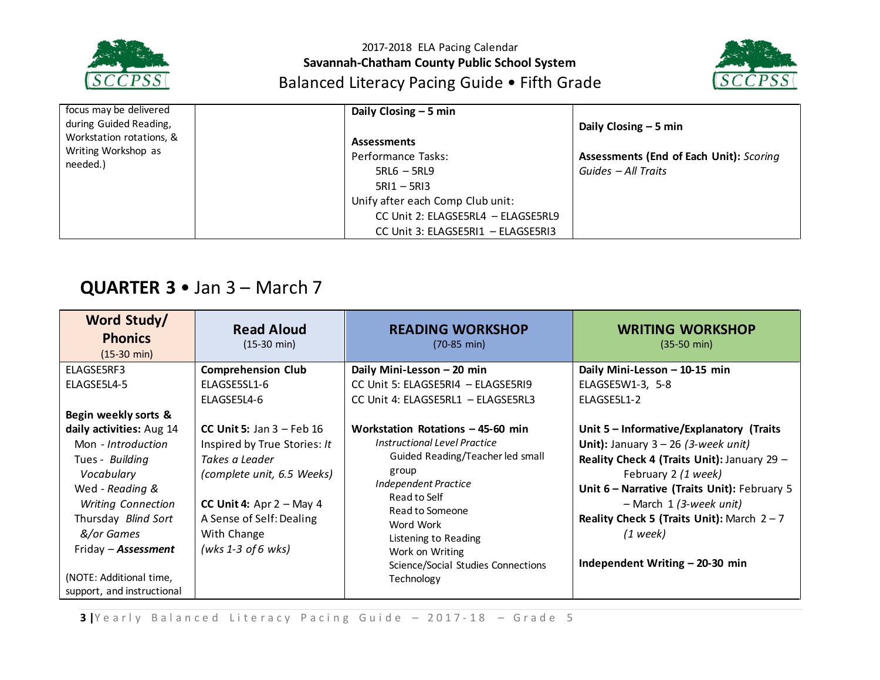| | | | |
|---|---|---|---|
| focus may be delivered during Guided Reading, Workstation rotations, & Writing Workshop as needed.) | | **Daily Closing – 5 min**<br><br>**Assessments**<br>Performance Tasks:<br>5RL6 – 5RL9<br>5RI1 – 5RI3<br>Unify after each Comp Club unit:<br>CC Unit 2: ELAGSE5RL4 – ELAGSE5RL9<br>CC Unit 3: ELAGSE5RI1 – ELAGSE5RI3 | **Daily Closing – 5 min**<br><br>**Assessments (End of Each Unit):** *Scoring Guides – All Traits* |

## QUARTER 3 • Jan 3 – March 7

| **Word Study/ Phonics** (15-30 min) | **Read Aloud** (15-30 min) | **READING WORKSHOP** (70-85 min) | **WRITING WORKSHOP** (35-50 min) |
|---|---|---|---|
| ELAGSE5RF3<br>ELAGSE5L4-5<br><br>**Begin weekly sorts & daily activities:** Aug 14<br>Mon - *Introduction*<br>Tues - *Building Vocabulary*<br>Wed - *Reading & Writing Connection*<br>Thursday *Blind Sort &/or Games*<br>Friday – ***Assessment***<br><br>(NOTE: Additional time, support, and instructional | **Comprehension Club**<br>ELAGSE5SL1-6<br>ELAGSE5L4-6<br><br>**CC Unit 5:** Jan 3 – Feb 16 Inspired by True Stories: *It Takes a Leader (complete unit, 6.5 Weeks)*<br><br>**CC Unit 4:** Apr 2 – May 4 A Sense of Self: Dealing With Change *(wks 1-3 of 6 wks)* | **Daily Mini-Lesson – 20 min**<br>CC Unit 5: ELAGSE5RI4 – ELAGSE5RI9<br>CC Unit 4: ELAGSE5RL1 – ELAGSE5RL3<br><br>**Workstation Rotations – 45-60 min**<br>*Instructional Level Practice*<br>Guided Reading/Teacher led small group<br>*Independent Practice*<br>Read to Self<br>Read to Someone<br>Word Work<br>Listening to Reading<br>Work on Writing<br>Science/Social Studies Connections<br>Technology | **Daily Mini-Lesson – 10-15 min**<br>ELAGSE5W1-3, 5-8<br>ELAGSE5L1-2<br><br>**Unit 5 – Informative/Explanatory (Traits Unit):** January 3 – 26 *(3-week unit)*<br>**Reality Check 4 (Traits Unit):** January 29 – February 2 *(1 week)*<br>**Unit 6 – Narrative (Traits Unit):** February 5 – March 1 *(3-week unit)*<br>**Reality Check 5 (Traits Unit):** March 2 – 7 *(1 week)*<br><br>**Independent Writing – 20-30 min** |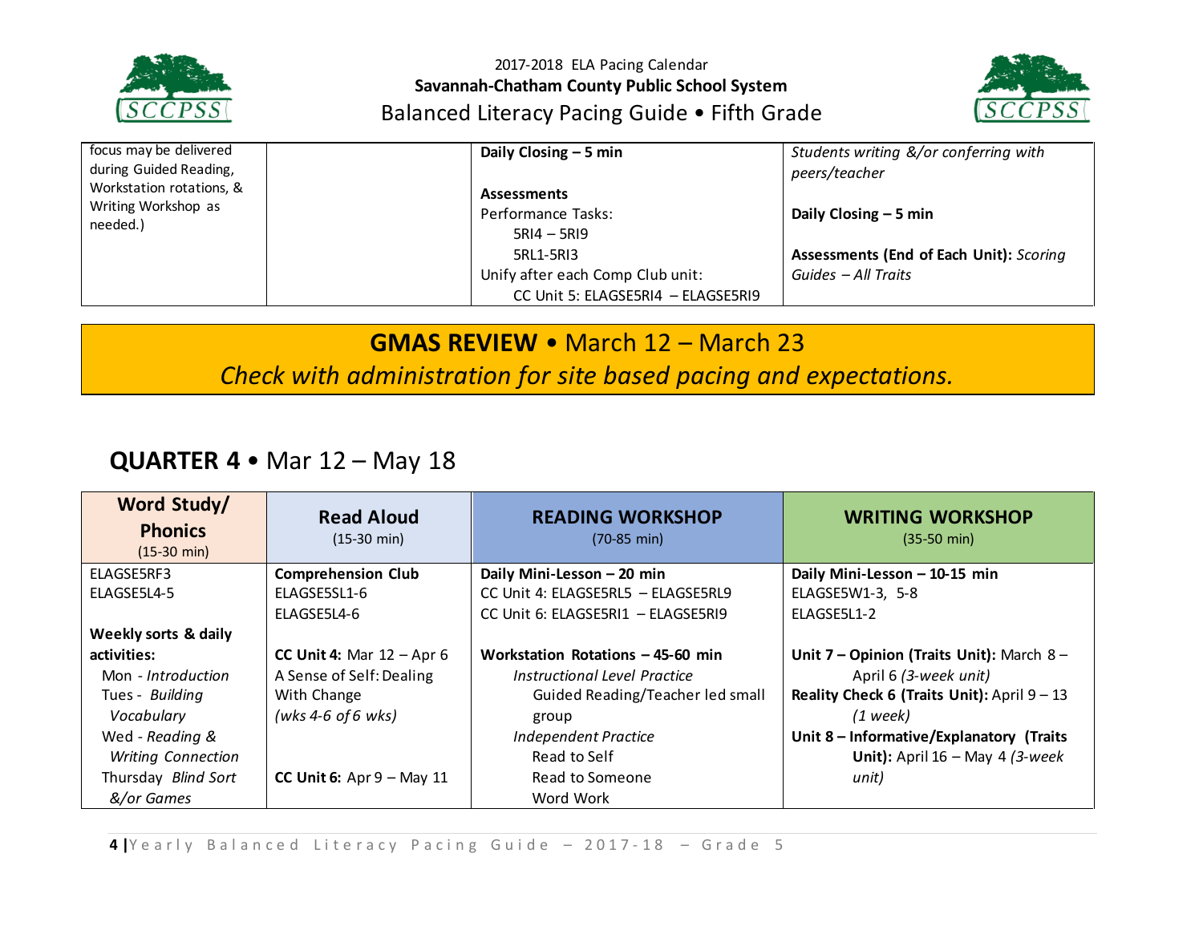| | | | |
|---|---|---|---|
| focus may be delivered during Guided Reading, Workstation rotations, & Writing Workshop as needed.) | | **Daily Closing – 5 min**<br><br>**Assessments**<br>Performance Tasks:<br>5RI4 – 5RI9<br>5RL1-5RI3<br>Unify after each Comp Club unit:<br>CC Unit 5: ELAGSE5RI4 – ELAGSE5RI9 | *Students writing &/or conferring with peers/teacher*<br><br>**Daily Closing – 5 min**<br><br>**Assessments (End of Each Unit):** *Scoring Guides – All Traits* |

## **GMAS REVIEW** • March 12 – March 23

*Check with administration for site based pacing and expectations.*

## **QUARTER 4** • Mar 12 – May 18

| **Word Study/ Phonics** (15-30 min) | **Read Aloud** (15-30 min) | **READING WORKSHOP** (70-85 min) | **WRITING WORKSHOP** (35-50 min) |
|---|---|---|---|
| ELAGSE5RF3<br>ELAGSE5L4-5<br><br>**Weekly sorts & daily activities:**<br>Mon - *Introduction*<br>Tues - *Building Vocabulary*<br>Wed - *Reading & Writing Connection*<br>Thursday *Blind Sort &/or Games* | **Comprehension Club**<br>ELAGSE5SL1-6<br>ELAGSE5L4-6<br><br>**CC Unit 4:** Mar 12 – Apr 6<br>A Sense of Self: Dealing With Change<br>*(wks 4-6 of 6 wks)*<br><br>**CC Unit 6:** Apr 9 – May 11 | **Daily Mini-Lesson – 20 min**<br>CC Unit 4: ELAGSE5RL5 – ELAGSE5RL9<br>CC Unit 6: ELAGSE5RI1 – ELAGSE5RI9<br><br>**Workstation Rotations – 45-60 min**<br>*Instructional Level Practice*<br>Guided Reading/Teacher led small group<br>*Independent Practice*<br>Read to Self<br>Read to Someone<br>Word Work | **Daily Mini-Lesson – 10-15 min**<br>ELAGSE5W1-3, 5-8<br>ELAGSE5L1-2<br><br>**Unit 7 – Opinion (Traits Unit):** March 8 – April 6 *(3-week unit)*<br>**Reality Check 6 (Traits Unit):** April 9 – 13 *(1 week)*<br>**Unit 8 – Informative/Explanatory (Traits Unit):** April 16 – May 4 *(3-week unit)* |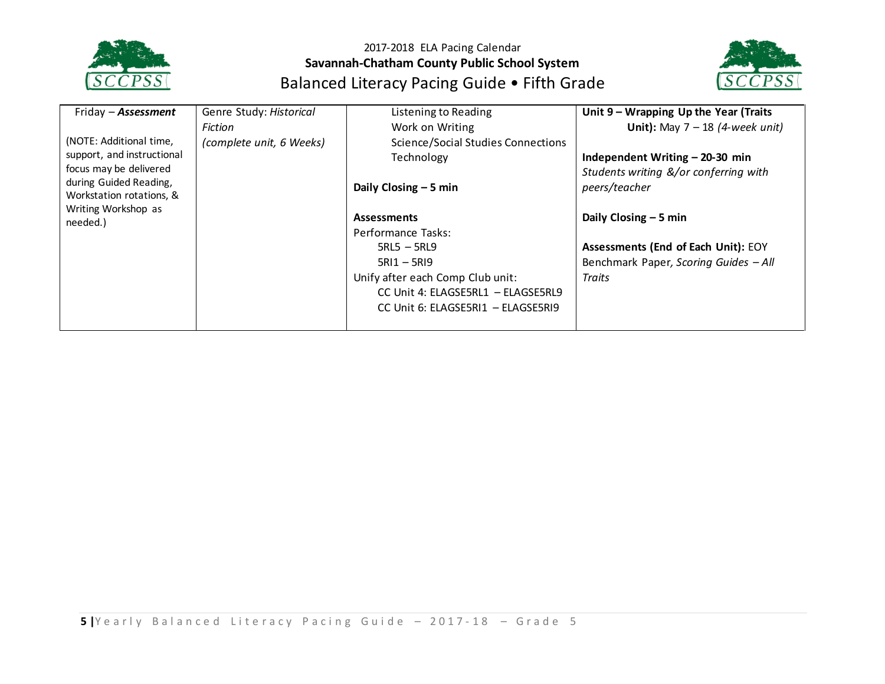2017-2018 ELA Pacing Calendar

**Savannah-Chatham County Public School System**

Balanced Literacy Pacing Guide • Fifth Grade

| | | | |
|---|---|---|---|
| Friday – ***Assessment***<br><br>(NOTE: Additional time, support, and instructional focus may be delivered during Guided Reading, Workstation rotations, & Writing Workshop as needed.) | Genre Study: *Historical Fiction*<br>*(complete unit, 6 Weeks)* | Listening to Reading<br>Work on Writing<br>Science/Social Studies Connections<br>Technology<br><br>**Daily Closing – 5 min**<br><br>**Assessments**<br>Performance Tasks:<br>5RL5 – 5RL9<br>5RI1 – 5RI9<br>Unify after each Comp Club unit:<br>CC Unit 4: ELAGSE5RL1 – ELAGSE5RL9<br>CC Unit 6: ELAGSE5RI1 – ELAGSE5RI9 | **Unit 9 – Wrapping Up the Year (Traits Unit):** May 7 – 18 *(4-week unit)*<br><br>**Independent Writing – 20-30 min**<br>*Students writing &/or conferring with peers/teacher*<br><br>**Daily Closing – 5 min**<br><br>**Assessments (End of Each Unit):** EOY Benchmark Paper, *Scoring Guides – All Traits* |